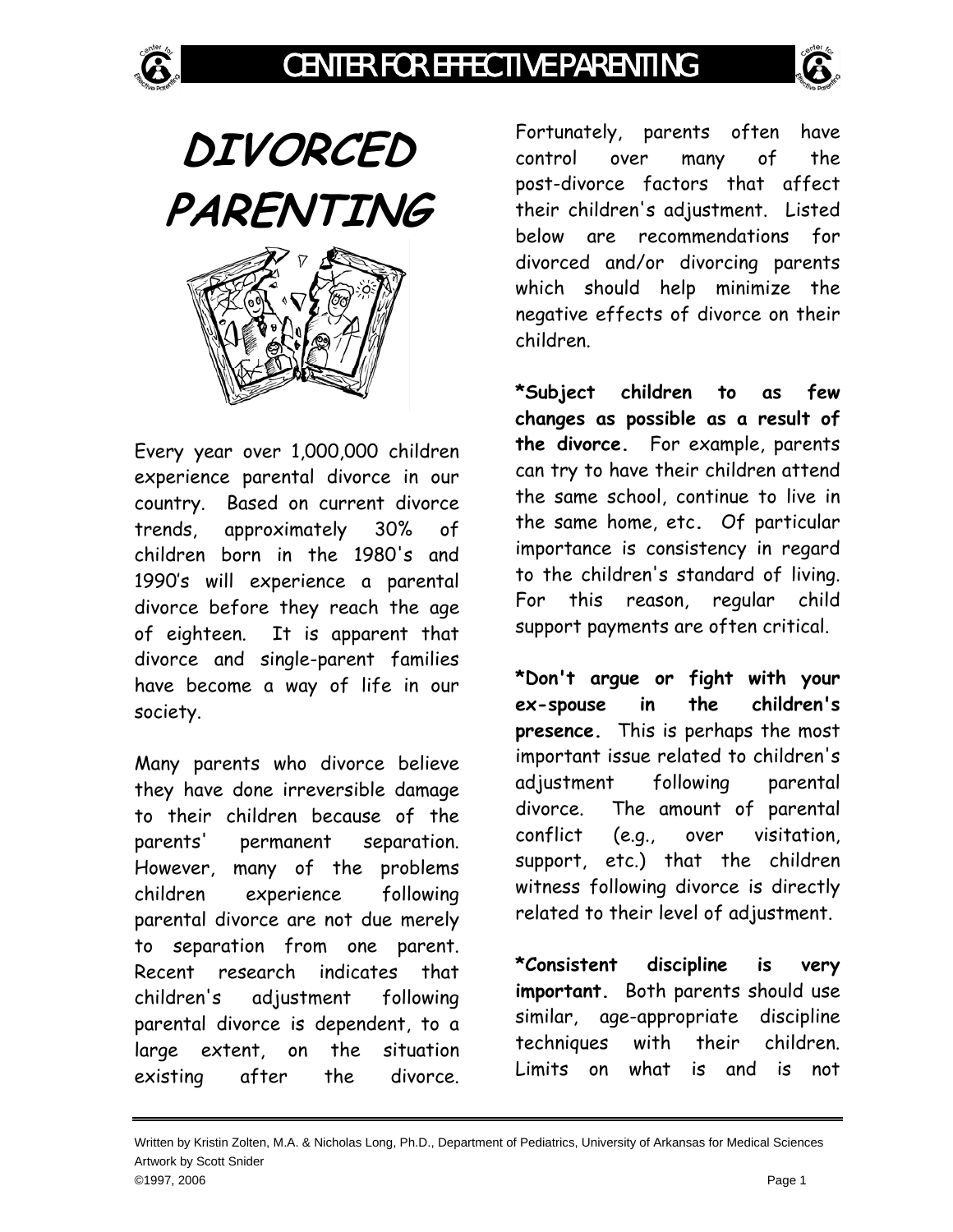# DIVORCED PARENTING

Every year over 1,000,000 children experience parental divorce in our country. Based on current divorce trends, approximately 30% of children born in the 1980's and 1990's will experience a parental divorce before they reach the age of eighteen. It is apparent that divorce and single-parent families have become a way of life in our society.

Many parents who divorce believe they have done irreversible damage to their children because of the parents' permanent separation. However, many of the problems children experience following parental divorce are not due merely to separation from one parent. Recent research indicates that children's adjustment following parental divorce is dependent, to a large extent, on the situation existing after the divorce. Fortunately, parents often have control over many of the post-divorce factors that affect their children's adjustment. Listed below are recommendations for divorced and/or divorcing parents which should help minimize the negative effects of divorce on their children.

**\*Subject children to as few changes as possible as a result of the divorce.** For example, parents can try to have their children attend the same school, continue to live in the same home, etc. Of particular importance is consistency in regard to the children's standard of living. For this reason, regular child support payments are often critical.

**\*Don't argue or fight with your ex-spouse in the children's presence.** This is perhaps the most important issue related to children's adjustment following parental divorce. The amount of parental conflict (e.g., over visitation, support, etc.) that the children witness following divorce is directly related to their level of adjustment.

**\*Consistent discipline is very important.** Both parents should use similar, age-appropriate discipline techniques with their children. Limits on what is and is not

Written by Kristin Zolten, M.A. & Nicholas Long, Ph.D., Department of Pediatrics, University of Arkansas for Medical Sciences
Artwork by Scott Snider
©1997, 2006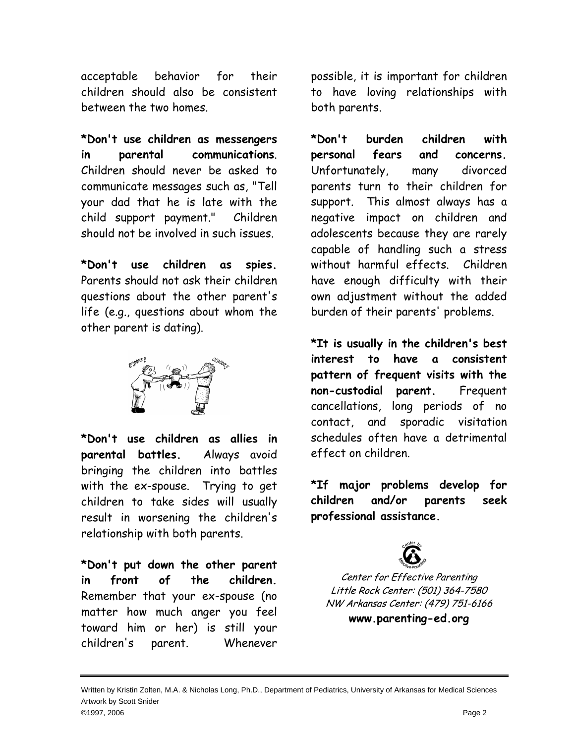acceptable behavior for their children should also be consistent between the two homes.

**\*Don't use children as messengers in parental communications**. Children should never be asked to communicate messages such as, "Tell your dad that he is late with the child support payment." Children should not be involved in such issues.

**\*Don't use children as spies.** Parents should not ask their children questions about the other parent's life (e.g., questions about whom the other parent is dating).

**\*Don't use children as allies in parental battles.** Always avoid bringing the children into battles with the ex-spouse. Trying to get children to take sides will usually result in worsening the children's relationship with both parents.

**\*Don't put down the other parent in front of the children.** Remember that your ex-spouse (no matter how much anger you feel toward him or her) is still your children's parent. Whenever possible, it is important for children to have loving relationships with both parents.

**\*Don't burden children with personal fears and concerns.** Unfortunately, many divorced parents turn to their children for support. This almost always has a negative impact on children and adolescents because they are rarely capable of handling such a stress without harmful effects. Children have enough difficulty with their own adjustment without the added burden of their parents' problems.

**\*It is usually in the children's best interest to have a consistent pattern of frequent visits with the non-custodial parent.** Frequent cancellations, long periods of no contact, and sporadic visitation schedules often have a detrimental effect on children.

**\*If major problems develop for children and/or parents seek professional assistance.**

*Center for Effective Parenting*
*Little Rock Center: (501) 364-7580*
*NW Arkansas Center: (479) 751-6166*
**www.parenting-ed.org**

Written by Kristin Zolten, M.A. & Nicholas Long, Ph.D., Department of Pediatrics, University of Arkansas for Medical Sciences
Artwork by Scott Snider
©1997, 2006